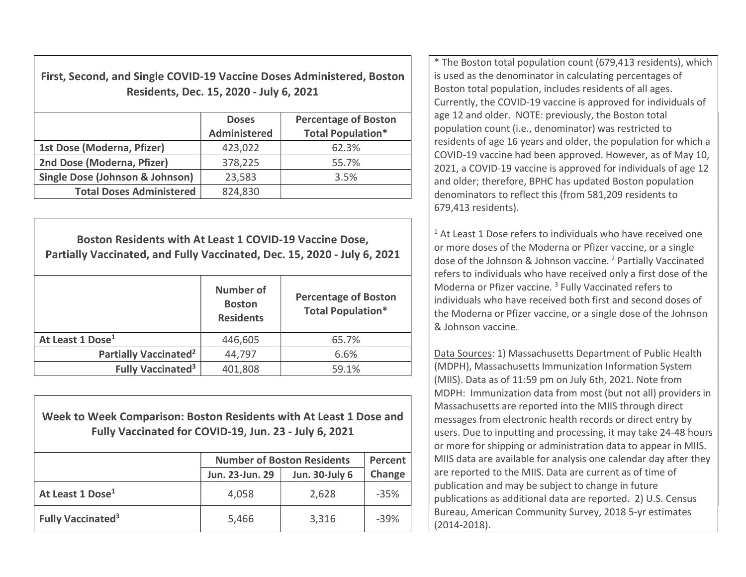| First, Second, and Single COVID-19 Vaccine Doses Administered, Boston Residents, Dec. 15, 2020 - July 6, 2021 | | |
|---|---|---|
| | Doses Administered | Percentage of Boston Total Population* |
| 1st Dose (Moderna, Pfizer) | 423,022 | 62.3% |
| 2nd Dose (Moderna, Pfizer) | 378,225 | 55.7% |
| Single Dose (Johnson & Johnson) | 23,583 | 3.5% |
| **Total Doses Administered** | 824,830 | |

| Boston Residents with At Least 1 COVID-19 Vaccine Dose, Partially Vaccinated, and Fully Vaccinated, Dec. 15, 2020 - July 6, 2021 | | |
|---|---|---|
| | Number of Boston Residents | Percentage of Boston Total Population* |
| At Least 1 Dose[1] | 446,605 | 65.7% |
| Partially Vaccinated[2] | 44,797 | 6.6% |
| Fully Vaccinated[3] | 401,808 | 59.1% |

| Week to Week Comparison: Boston Residents with At Least 1 Dose and Fully Vaccinated for COVID-19, Jun. 23 - July 6, 2021 | | | |
|---|---|---|---|
| | Number of Boston Residents | | Percent Change |
| | Jun. 23-Jun. 29 | Jun. 30-July 6 | |
| At Least 1 Dose[1] | 4,058 | 2,628 | -35% |
| Fully Vaccinated[3] | 5,466 | 3,316 | -39% |

* The Boston total population count (679,413 residents), which is used as the denominator in calculating percentages of Boston total population, includes residents of all ages. Currently, the COVID-19 vaccine is approved for individuals of age 12 and older. NOTE: previously, the Boston total population count (i.e., denominator) was restricted to residents of age 16 years and older, the population for which a COVID-19 vaccine had been approved. However, as of May 10, 2021, a COVID-19 vaccine is approved for individuals of age 12 and older; therefore, BPHC has updated Boston population denominators to reflect this (from 581,209 residents to 679,413 residents).

[1] At Least 1 Dose refers to individuals who have received one or more doses of the Moderna or Pfizer vaccine, or a single dose of the Johnson & Johnson vaccine. [2] Partially Vaccinated refers to individuals who have received only a first dose of the Moderna or Pfizer vaccine. [3] Fully Vaccinated refers to individuals who have received both first and second doses of the Moderna or Pfizer vaccine, or a single dose of the Johnson & Johnson vaccine.

Data Sources: 1) Massachusetts Department of Public Health (MDPH), Massachusetts Immunization Information System (MIIS). Data as of 11:59 pm on July 6th, 2021. Note from MDPH: Immunization data from most (but not all) providers in Massachusetts are reported into the MIIS through direct messages from electronic health records or direct entry by users. Due to inputting and processing, it may take 24-48 hours or more for shipping or administration data to appear in MIIS. MIIS data are available for analysis one calendar day after they are reported to the MIIS. Data are current as of time of publication and may be subject to change in future publications as additional data are reported. 2) U.S. Census Bureau, American Community Survey, 2018 5-yr estimates (2014-2018).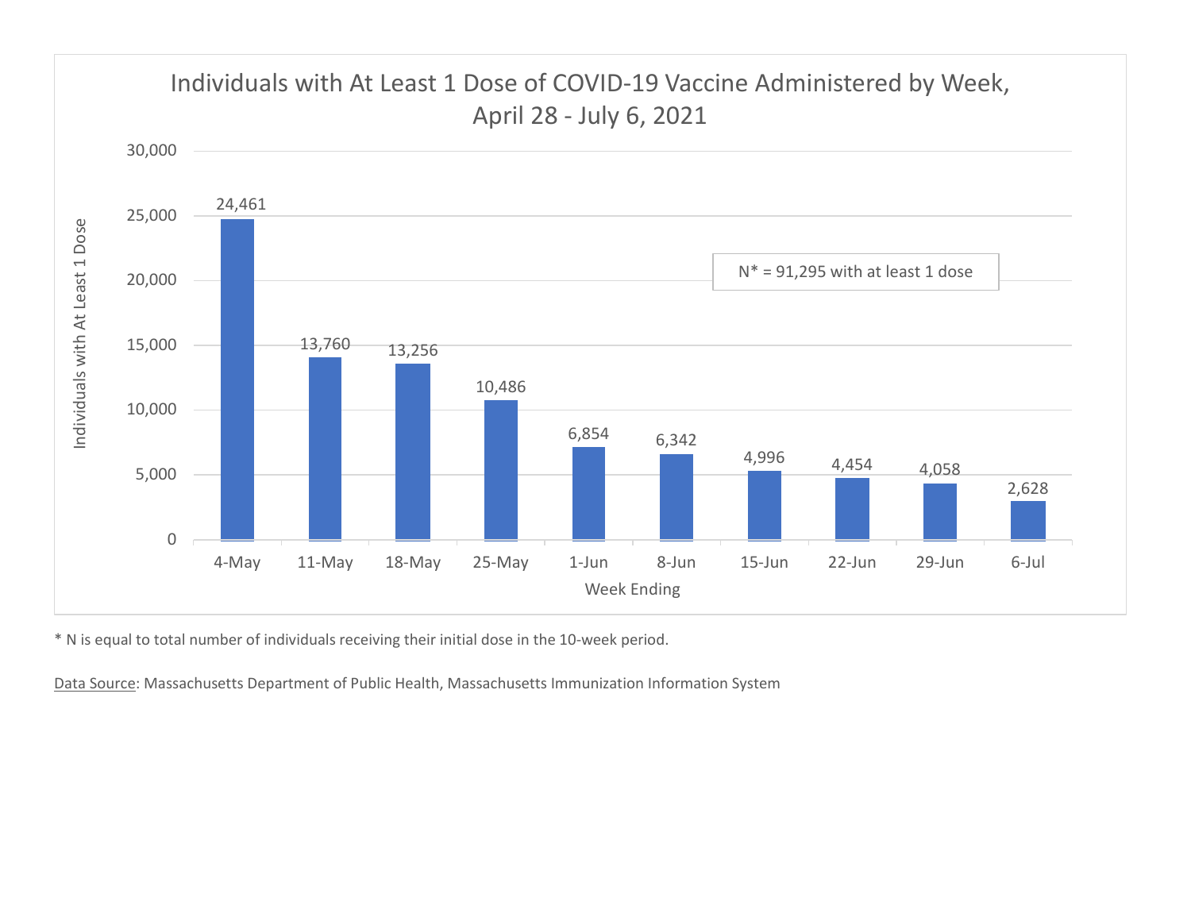## Individuals with At Least 1 Dose of COVID-19 Vaccine Administered by Week, April 28 - July 6, 2021

| Week Ending | Individuals with At Least 1 Dose |
|---|---|
| 4-May | 24,461 |
| 11-May | 13,760 |
| 18-May | 13,256 |
| 25-May | 10,486 |
| 1-Jun | 6,854 |
| 8-Jun | 6,342 |
| 15-Jun | 4,996 |
| 22-Jun | 4,454 |
| 29-Jun | 4,058 |
| 6-Jul | 2,628 |

N* = 91,295 with at least 1 dose

* N is equal to total number of individuals receiving their initial dose in the 10-week period.

Data Source: Massachusetts Department of Public Health, Massachusetts Immunization Information System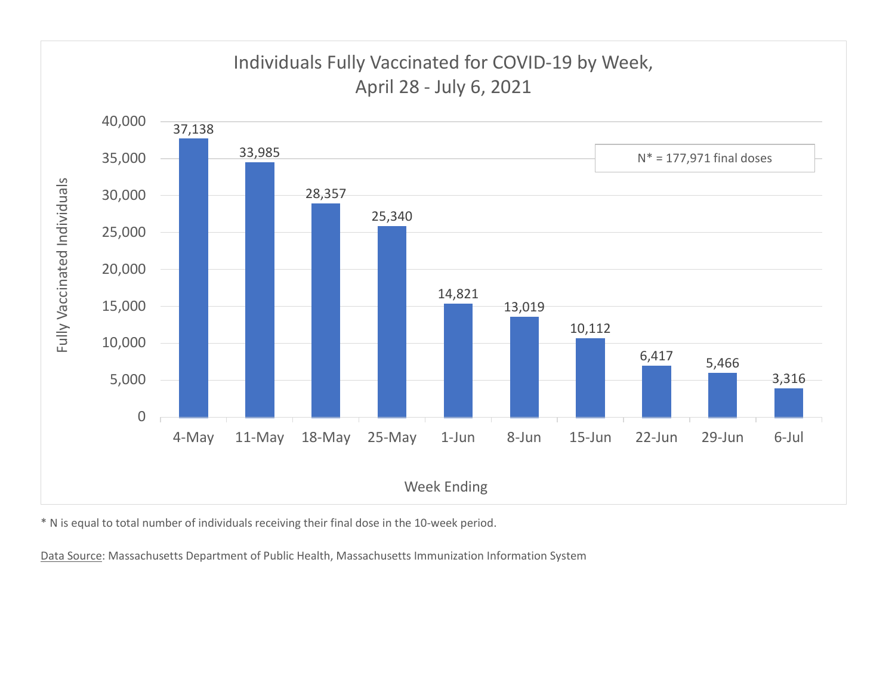## Individuals Fully Vaccinated for COVID-19 by Week, April 28 - July 6, 2021

N* = 177,971 final doses

| Week Ending | Fully Vaccinated Individuals |
| --- | --- |
| 4-May | 37,138 |
| 11-May | 33,985 |
| 18-May | 28,357 |
| 25-May | 25,340 |
| 1-Jun | 14,821 |
| 8-Jun | 13,019 |
| 15-Jun | 10,112 |
| 22-Jun | 6,417 |
| 29-Jun | 5,466 |
| 6-Jul | 3,316 |

* N is equal to total number of individuals receiving their final dose in the 10-week period.

Data Source: Massachusetts Department of Public Health, Massachusetts Immunization Information System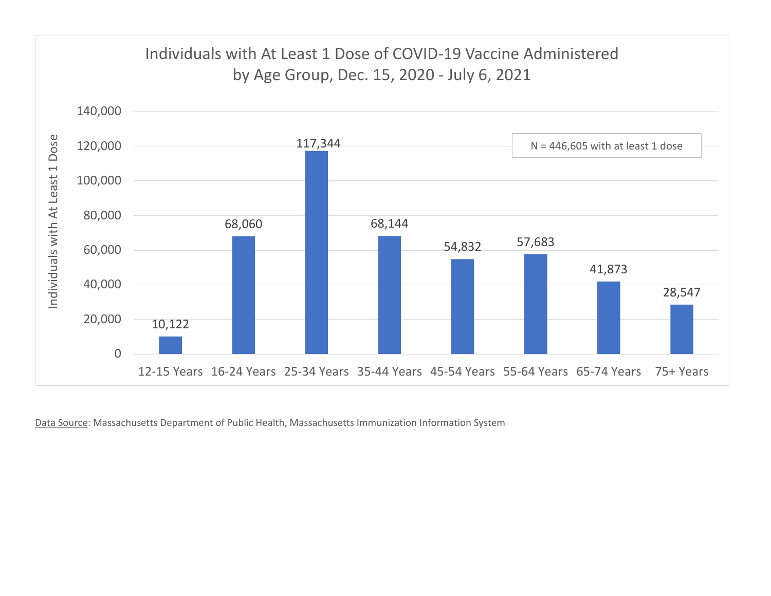## Individuals with At Least 1 Dose of COVID-19 Vaccine Administered by Age Group, Dec. 15, 2020 - July 6, 2021

N = 446,605 with at least 1 dose

| Age Group | Individuals with At Least 1 Dose |
| --- | --- |
| 12-15 Years | 10,122 |
| 16-24 Years | 68,060 |
| 25-34 Years | 117,344 |
| 35-44 Years | 68,144 |
| 45-54 Years | 54,832 |
| 55-64 Years | 57,683 |
| 65-74 Years | 41,873 |
| 75+ Years | 28,547 |

Data Source: Massachusetts Department of Public Health, Massachusetts Immunization Information System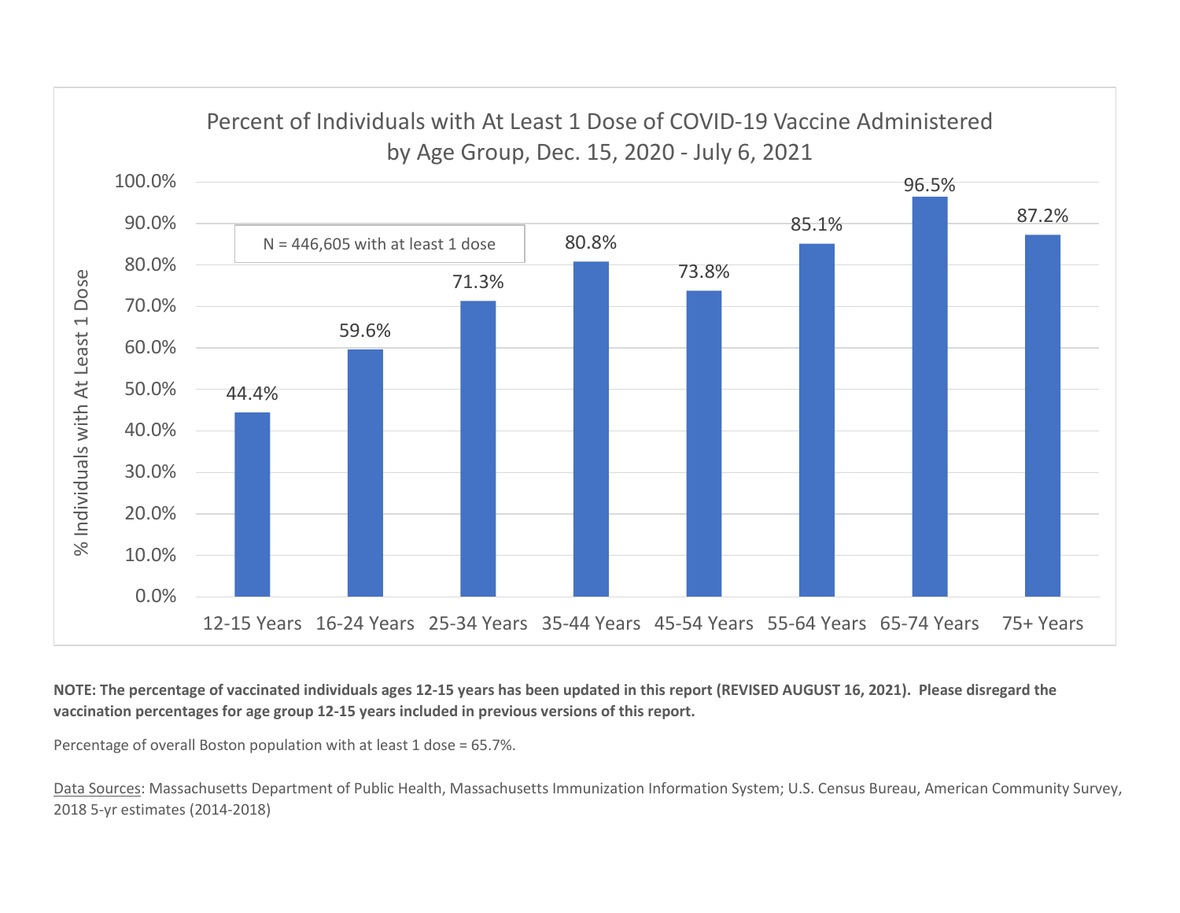## Percent of Individuals with At Least 1 Dose of COVID-19 Vaccine Administered by Age Group, Dec. 15, 2020 - July 6, 2021

N = 446,605 with at least 1 dose

| Age Group | % Individuals with At Least 1 Dose |
| --- | --- |
| 12-15 Years | 44.4% |
| 16-24 Years | 59.6% |
| 25-34 Years | 71.3% |
| 35-44 Years | 80.8% |
| 45-54 Years | 73.8% |
| 55-64 Years | 85.1% |
| 65-74 Years | 96.5% |
| 75+ Years | 87.2% |

**NOTE: The percentage of vaccinated individuals ages 12-15 years has been updated in this report (REVISED AUGUST 16, 2021). Please disregard the vaccination percentages for age group 12-15 years included in previous versions of this report.**

Percentage of overall Boston population with at least 1 dose = 65.7%.

Data Sources: Massachusetts Department of Public Health, Massachusetts Immunization Information System; U.S. Census Bureau, American Community Survey, 2018 5-yr estimates (2014-2018)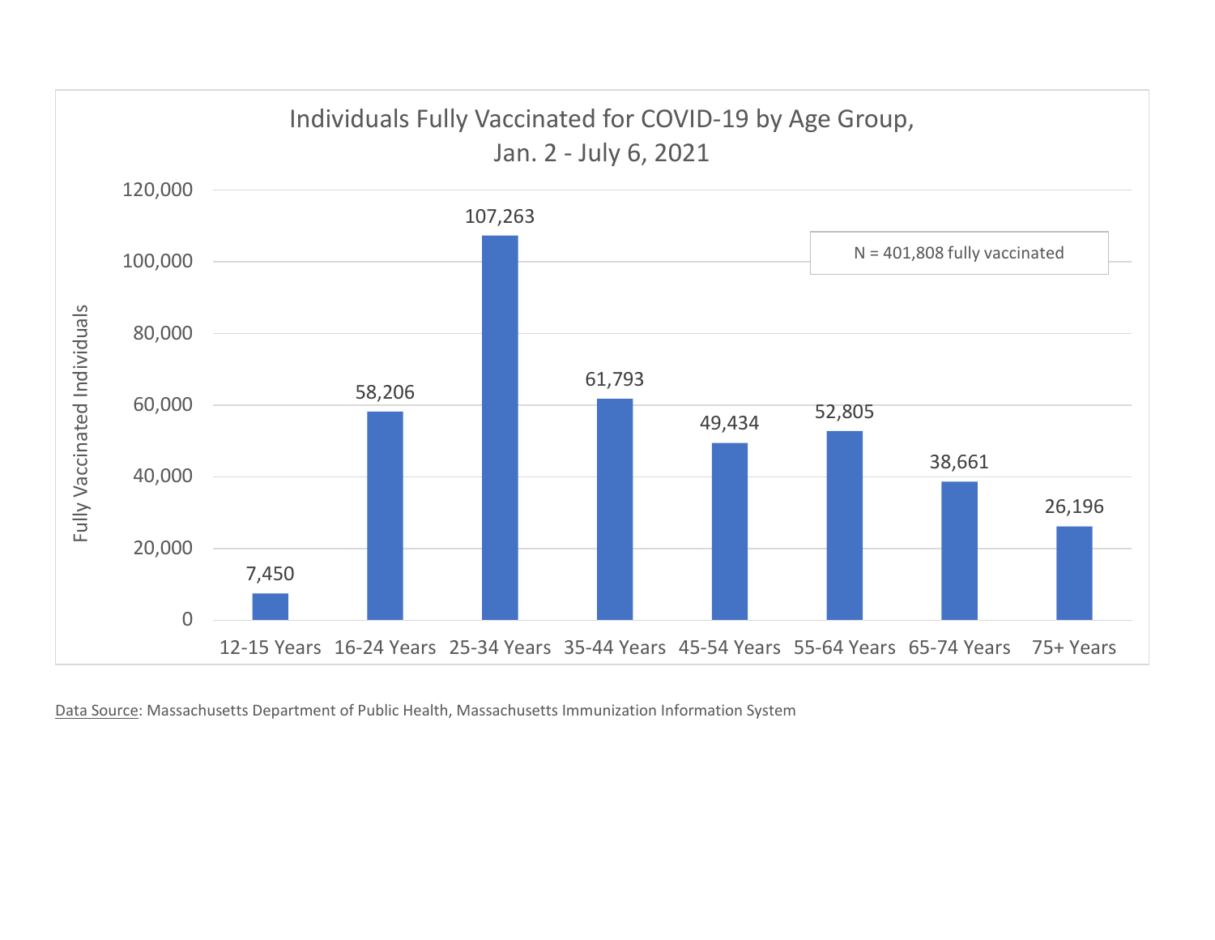## Individuals Fully Vaccinated for COVID-19 by Age Group, Jan. 2 - July 6, 2021

N = 401,808 fully vaccinated

| Age Group | Fully Vaccinated Individuals |
|---|---|
| 12-15 Years | 7,450 |
| 16-24 Years | 58,206 |
| 25-34 Years | 107,263 |
| 35-44 Years | 61,793 |
| 45-54 Years | 49,434 |
| 55-64 Years | 52,805 |
| 65-74 Years | 38,661 |
| 75+ Years | 26,196 |

Data Source: Massachusetts Department of Public Health, Massachusetts Immunization Information System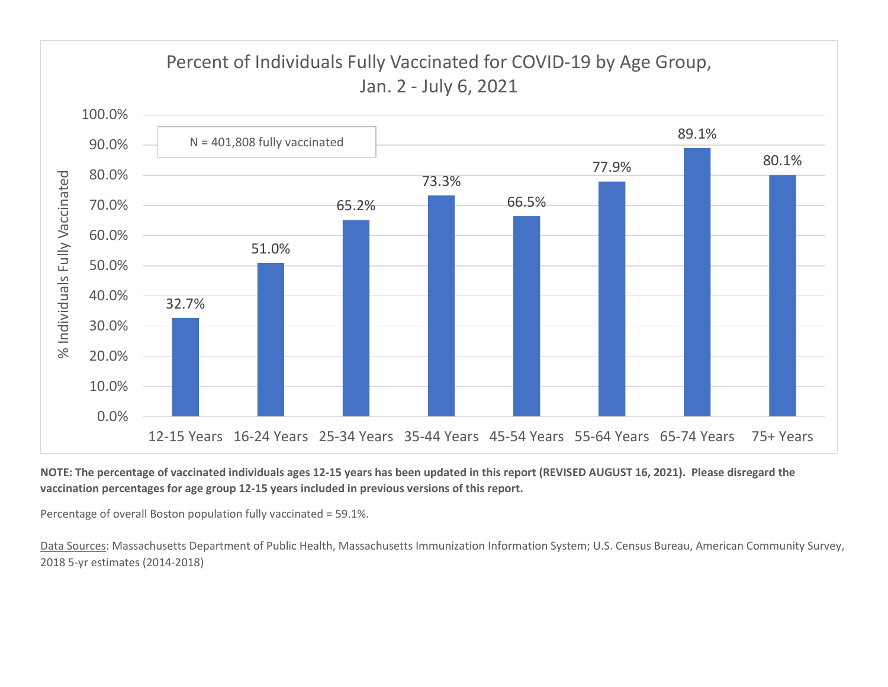## Percent of Individuals Fully Vaccinated for COVID-19 by Age Group, Jan. 2 - July 6, 2021

N = 401,808 fully vaccinated

| Age Group | % Individuals Fully Vaccinated |
|---|---|
| 12-15 Years | 32.7% |
| 16-24 Years | 51.0% |
| 25-34 Years | 65.2% |
| 35-44 Years | 73.3% |
| 45-54 Years | 66.5% |
| 55-64 Years | 77.9% |
| 65-74 Years | 89.1% |
| 75+ Years | 80.1% |

**NOTE: The percentage of vaccinated individuals ages 12-15 years has been updated in this report (REVISED AUGUST 16, 2021). Please disregard the vaccination percentages for age group 12-15 years included in previous versions of this report.**

Percentage of overall Boston population fully vaccinated = 59.1%.

Data Sources: Massachusetts Department of Public Health, Massachusetts Immunization Information System; U.S. Census Bureau, American Community Survey, 2018 5-yr estimates (2014-2018)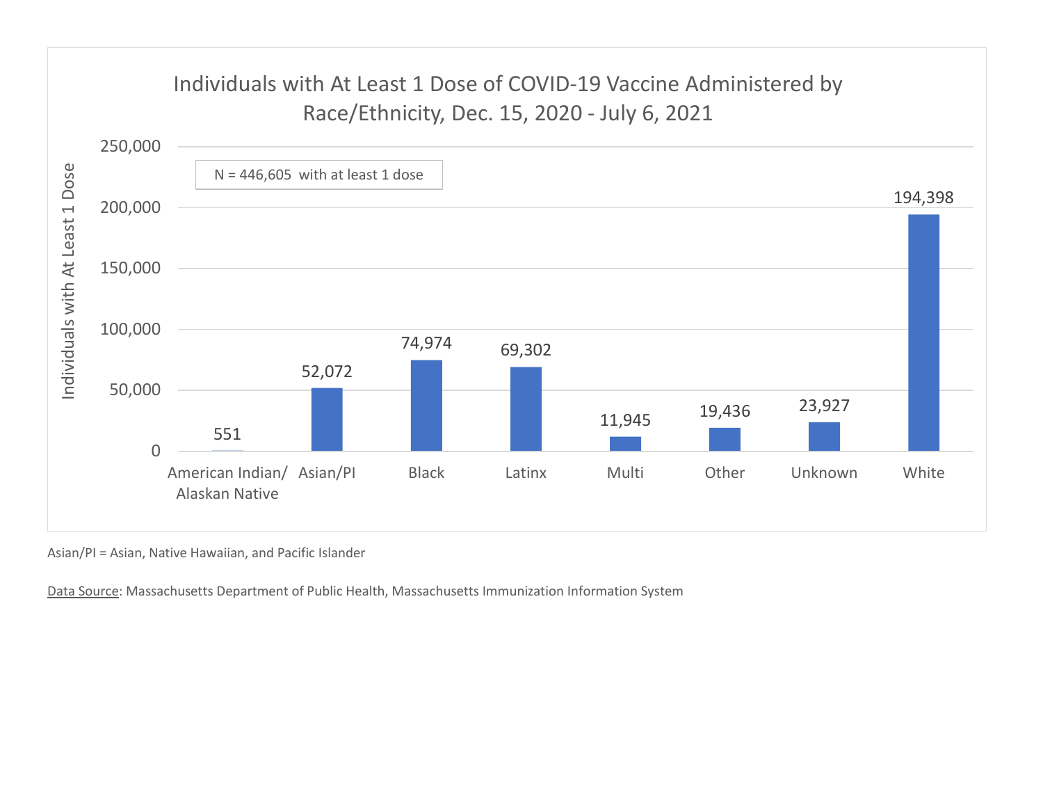## Individuals with At Least 1 Dose of COVID-19 Vaccine Administered by Race/Ethnicity, Dec. 15, 2020 - July 6, 2021

N = 446,605 with at least 1 dose

| Race/Ethnicity | Individuals with At Least 1 Dose |
|---|---|
| American Indian/ Alaskan Native | 551 |
| Asian/PI | 52,072 |
| Black | 74,974 |
| Latinx | 69,302 |
| Multi | 11,945 |
| Other | 19,436 |
| Unknown | 23,927 |
| White | 194,398 |

Asian/PI = Asian, Native Hawaiian, and Pacific Islander

Data Source: Massachusetts Department of Public Health, Massachusetts Immunization Information System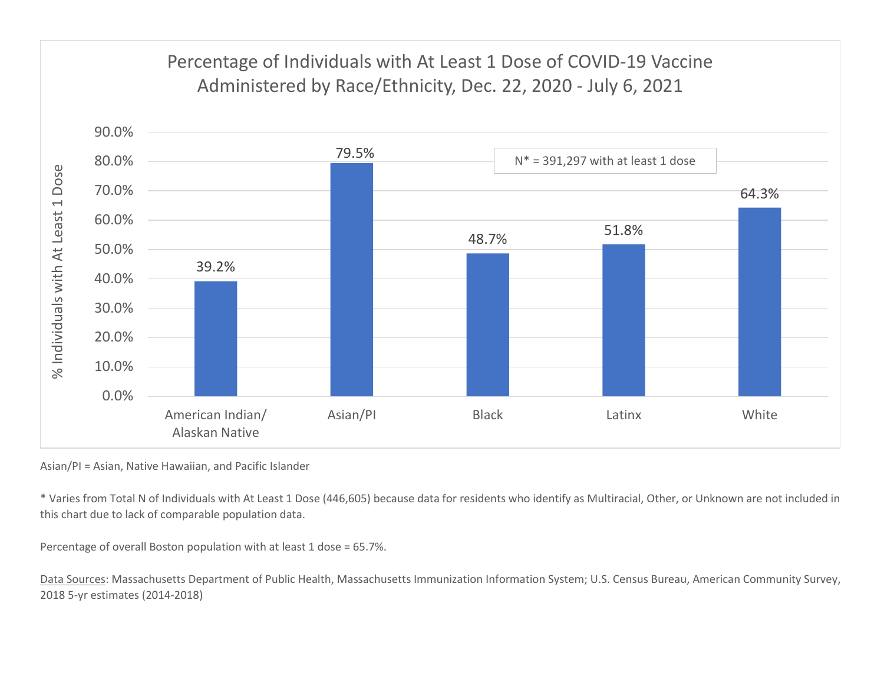## Percentage of Individuals with At Least 1 Dose of COVID-19 Vaccine Administered by Race/Ethnicity, Dec. 22, 2020 - July 6, 2021

N* = 391,297 with at least 1 dose

| Race/Ethnicity | % Individuals with At Least 1 Dose |
| --- | --- |
| American Indian/ Alaskan Native | 39.2% |
| Asian/PI | 79.5% |
| Black | 48.7% |
| Latinx | 51.8% |
| White | 64.3% |

Asian/PI = Asian, Native Hawaiian, and Pacific Islander

* Varies from Total N of Individuals with At Least 1 Dose (446,605) because data for residents who identify as Multiracial, Other, or Unknown are not included in this chart due to lack of comparable population data.

Percentage of overall Boston population with at least 1 dose = 65.7%.

Data Sources: Massachusetts Department of Public Health, Massachusetts Immunization Information System; U.S. Census Bureau, American Community Survey, 2018 5-yr estimates (2014-2018)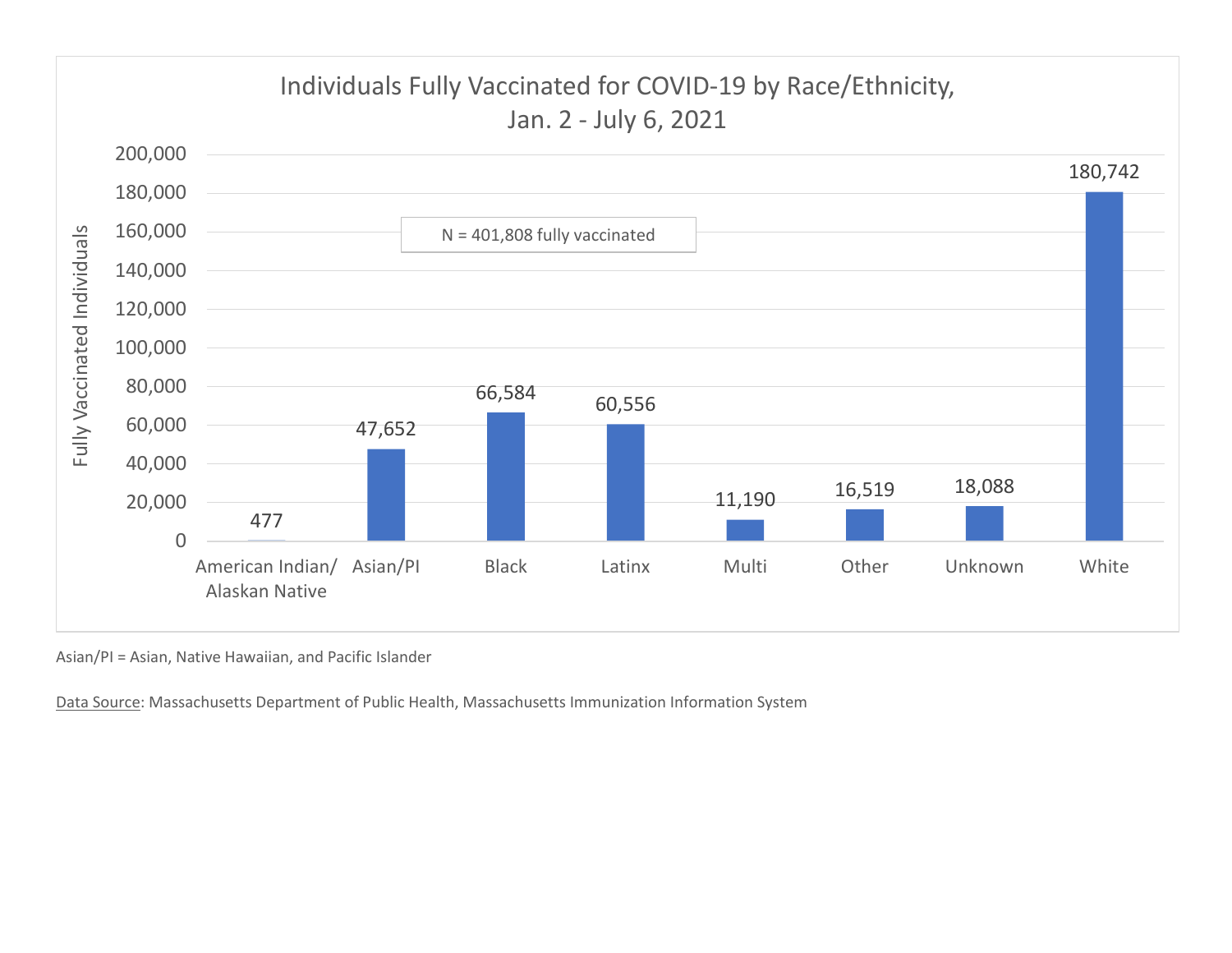## Individuals Fully Vaccinated for COVID-19 by Race/Ethnicity, Jan. 2 - July 6, 2021

N = 401,808 fully vaccinated

| Race/Ethnicity | Fully Vaccinated Individuals |
| --- | --- |
| American Indian/ Alaskan Native | 477 |
| Asian/PI | 47,652 |
| Black | 66,584 |
| Latinx | 60,556 |
| Multi | 11,190 |
| Other | 16,519 |
| Unknown | 18,088 |
| White | 180,742 |

Asian/PI = Asian, Native Hawaiian, and Pacific Islander

Data Source: Massachusetts Department of Public Health, Massachusetts Immunization Information System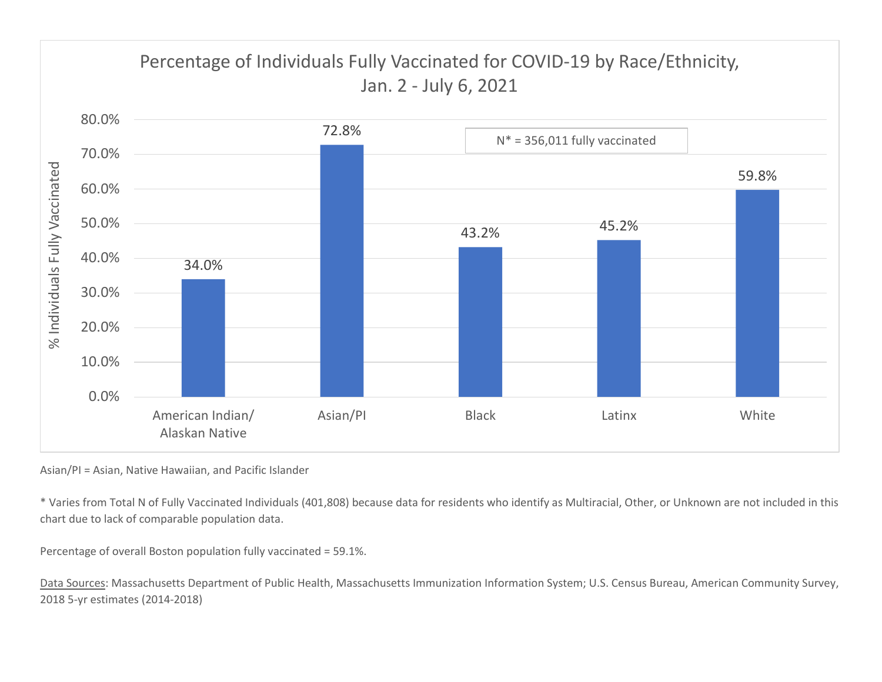## Percentage of Individuals Fully Vaccinated for COVID-19 by Race/Ethnicity, Jan. 2 - July 6, 2021

N* = 356,011 fully vaccinated

| Race/Ethnicity | % Individuals Fully Vaccinated |
| --- | --- |
| American Indian/ Alaskan Native | 34.0% |
| Asian/PI | 72.8% |
| Black | 43.2% |
| Latinx | 45.2% |
| White | 59.8% |

Asian/PI = Asian, Native Hawaiian, and Pacific Islander

* Varies from Total N of Fully Vaccinated Individuals (401,808) because data for residents who identify as Multiracial, Other, or Unknown are not included in this chart due to lack of comparable population data.

Percentage of overall Boston population fully vaccinated = 59.1%.

Data Sources: Massachusetts Department of Public Health, Massachusetts Immunization Information System; U.S. Census Bureau, American Community Survey, 2018 5-yr estimates (2014-2018)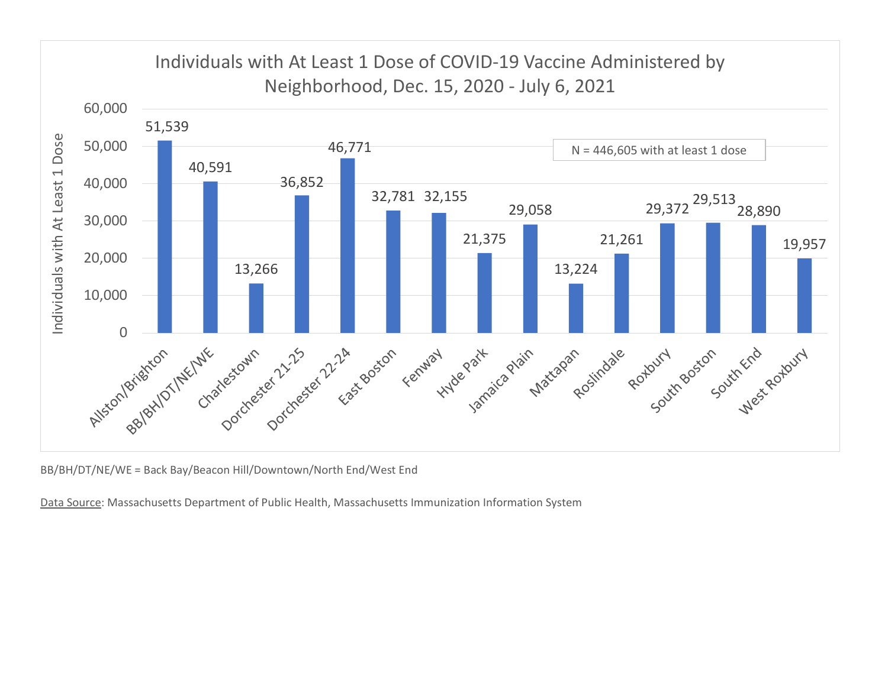## Individuals with At Least 1 Dose of COVID-19 Vaccine Administered by Neighborhood, Dec. 15, 2020 - July 6, 2021

N = 446,605 with at least 1 dose

| Neighborhood | Individuals with At Least 1 Dose |
| --- | --- |
| Allston/Brighton | 51,539 |
| BB/BH/DT/NE/WE | 40,591 |
| Charlestown | 13,266 |
| Dorchester 21-25 | 36,852 |
| Dorchester 22-24 | 46,771 |
| East Boston | 32,781 |
| Fenway | 32,155 |
| Hyde Park | 21,375 |
| Jamaica Plain | 29,058 |
| Mattapan | 13,224 |
| Roslindale | 21,261 |
| Roxbury | 29,372 |
| South Boston | 29,513 |
| South End | 28,890 |
| West Roxbury | 19,957 |

BB/BH/DT/NE/WE = Back Bay/Beacon Hill/Downtown/North End/West End

Data Source: Massachusetts Department of Public Health, Massachusetts Immunization Information System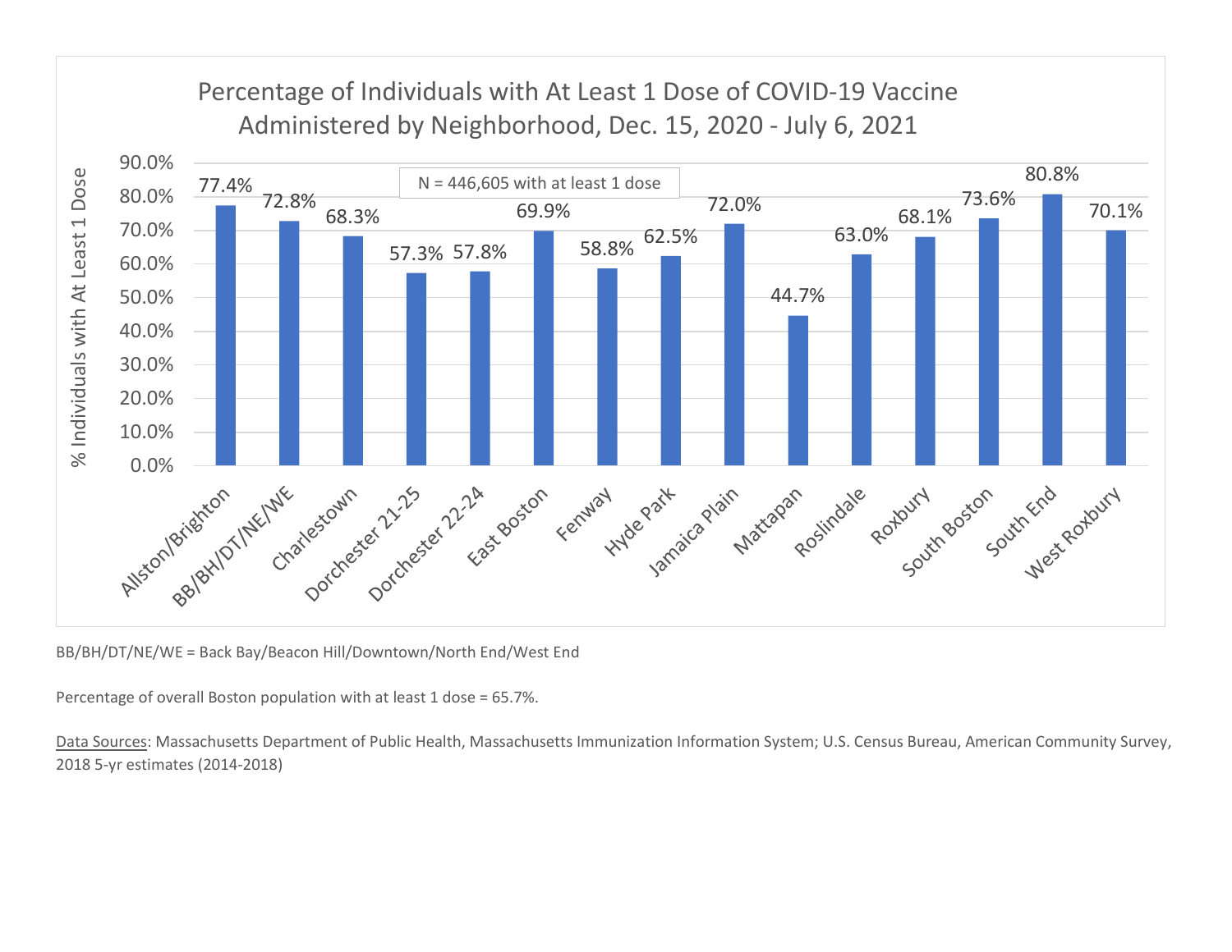## Percentage of Individuals with At Least 1 Dose of COVID-19 Vaccine Administered by Neighborhood, Dec. 15, 2020 - July 6, 2021

N = 446,605 with at least 1 dose

| Neighborhood | % Individuals with At Least 1 Dose |
| --- | --- |
| Allston/Brighton | 77.4% |
| BB/BH/DT/NE/WE | 72.8% |
| Charlestown | 68.3% |
| Dorchester 21-25 | 57.3% |
| Dorchester 22-24 | 57.8% |
| East Boston | 69.9% |
| Fenway | 58.8% |
| Hyde Park | 62.5% |
| Jamaica Plain | 72.0% |
| Mattapan | 44.7% |
| Roslindale | 63.0% |
| Roxbury | 68.1% |
| South Boston | 73.6% |
| South End | 80.8% |
| West Roxbury | 70.1% |

BB/BH/DT/NE/WE = Back Bay/Beacon Hill/Downtown/North End/West End

Percentage of overall Boston population with at least 1 dose = 65.7%.

Data Sources: Massachusetts Department of Public Health, Massachusetts Immunization Information System; U.S. Census Bureau, American Community Survey, 2018 5-yr estimates (2014-2018)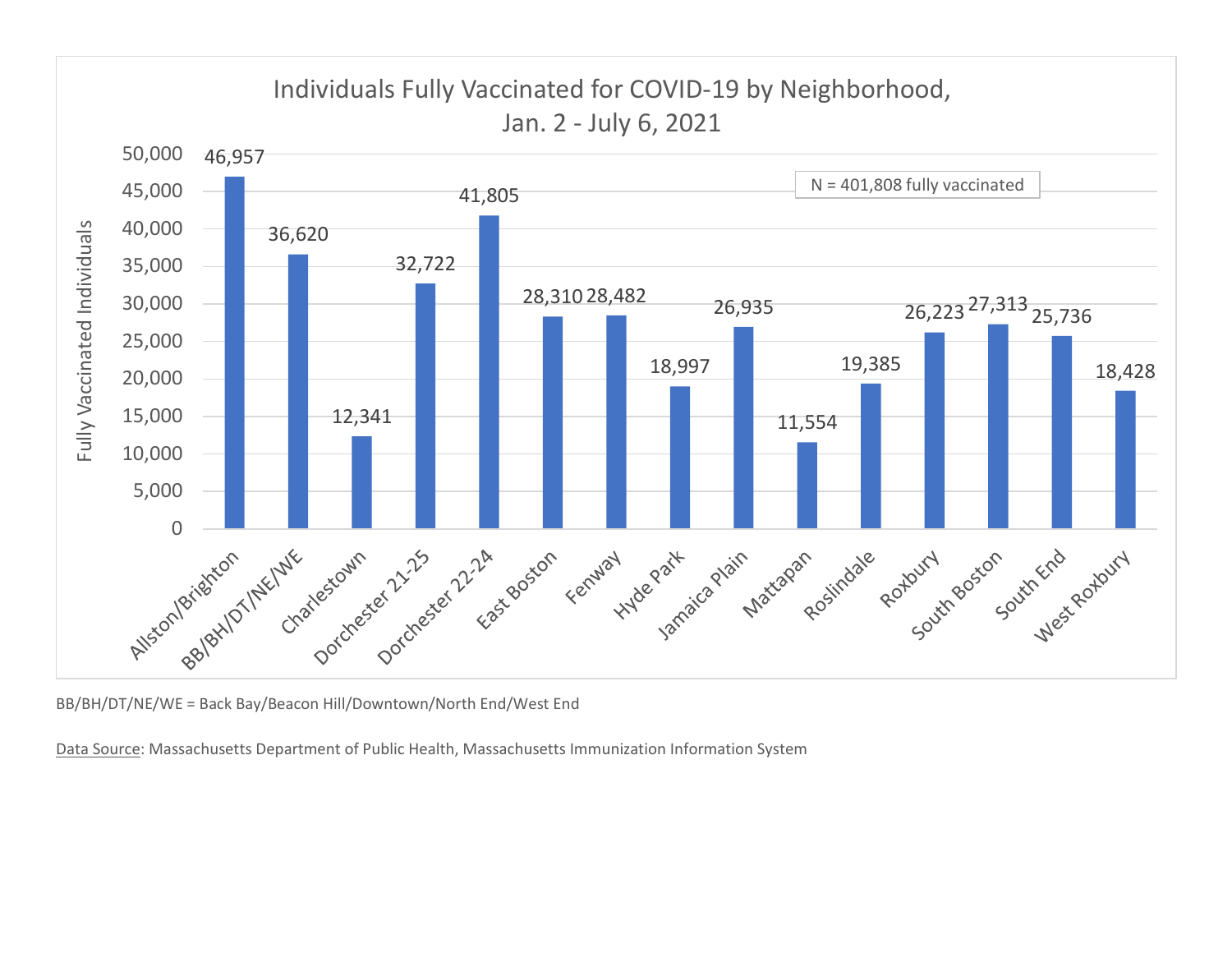## Individuals Fully Vaccinated for COVID-19 by Neighborhood, Jan. 2 - July 6, 2021

N = 401,808 fully vaccinated

| Neighborhood | Fully Vaccinated Individuals |
| --- | --- |
| Allston/Brighton | 46,957 |
| BB/BH/DT/NE/WE | 36,620 |
| Charlestown | 12,341 |
| Dorchester 21-25 | 32,722 |
| Dorchester 22-24 | 41,805 |
| East Boston | 28,310 |
| Fenway | 28,482 |
| Hyde Park | 18,997 |
| Jamaica Plain | 26,935 |
| Mattapan | 11,554 |
| Roslindale | 19,385 |
| Roxbury | 26,223 |
| South Boston | 27,313 |
| South End | 25,736 |
| West Roxbury | 18,428 |

BB/BH/DT/NE/WE = Back Bay/Beacon Hill/Downtown/North End/West End

Data Source: Massachusetts Department of Public Health, Massachusetts Immunization Information System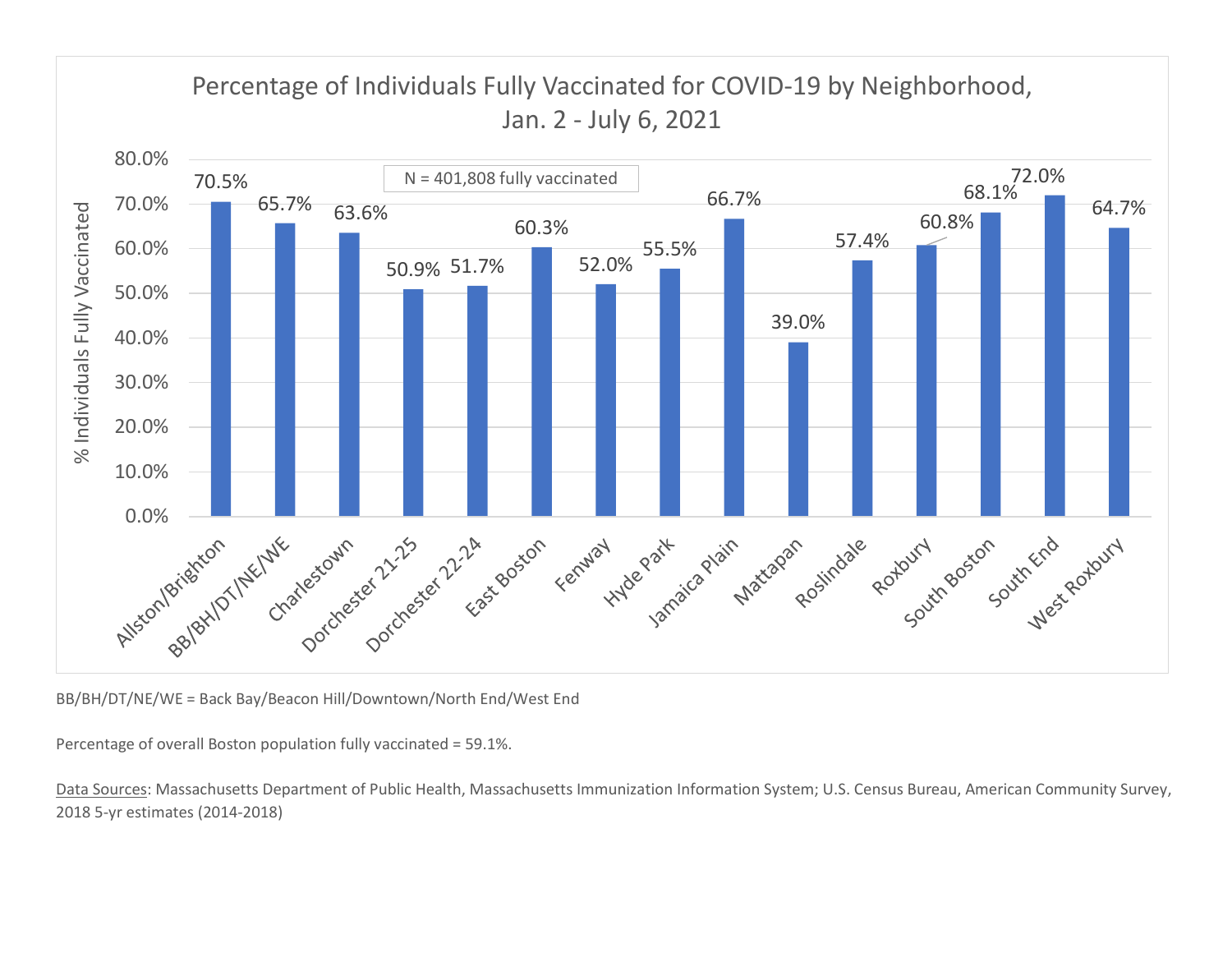## Percentage of Individuals Fully Vaccinated for COVID-19 by Neighborhood, Jan. 2 - July 6, 2021

N = 401,808 fully vaccinated

| Neighborhood | % Individuals Fully Vaccinated |
|---|---|
| Allston/Brighton | 70.5% |
| BB/BH/DT/NE/WE | 65.7% |
| Charlestown | 63.6% |
| Dorchester 21-25 | 50.9% |
| Dorchester 22-24 | 51.7% |
| East Boston | 60.3% |
| Fenway | 52.0% |
| Hyde Park | 55.5% |
| Jamaica Plain | 66.7% |
| Mattapan | 39.0% |
| Roslindale | 57.4% |
| Roxbury | 60.8% |
| South Boston | 68.1% |
| South End | 72.0% |
| West Roxbury | 64.7% |

BB/BH/DT/NE/WE = Back Bay/Beacon Hill/Downtown/North End/West End

Percentage of overall Boston population fully vaccinated = 59.1%.

Data Sources: Massachusetts Department of Public Health, Massachusetts Immunization Information System; U.S. Census Bureau, American Community Survey, 2018 5-yr estimates (2014-2018)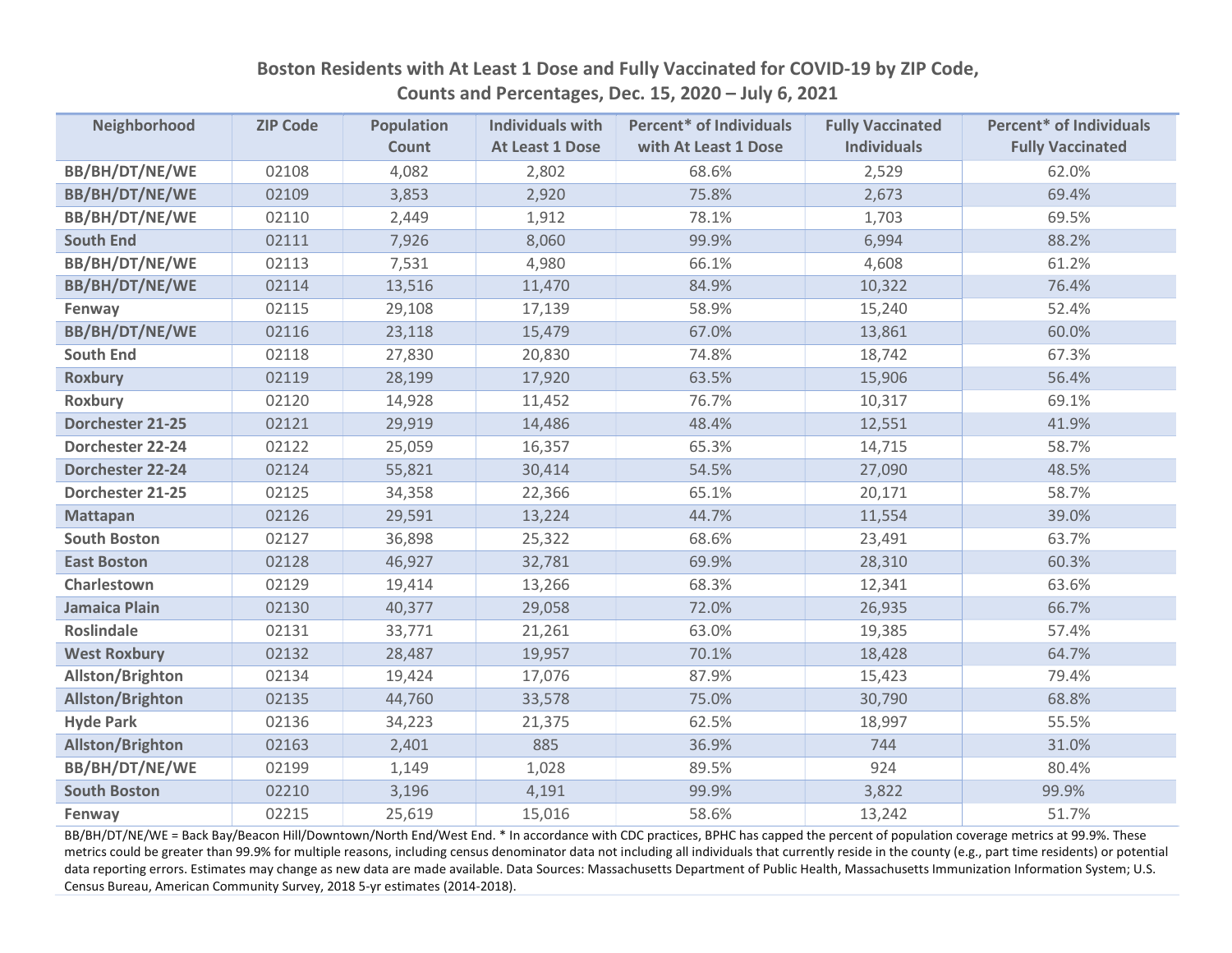## Boston Residents with At Least 1 Dose and Fully Vaccinated for COVID-19 by ZIP Code, Counts and Percentages, Dec. 15, 2020 – July 6, 2021

| Neighborhood | ZIP Code | Population Count | Individuals with At Least 1 Dose | Percent* of Individuals with At Least 1 Dose | Fully Vaccinated Individuals | Percent* of Individuals Fully Vaccinated |
|---|---|---|---|---|---|---|
| **BB/BH/DT/NE/WE** | 02108 | 4,082 | 2,802 | 68.6% | 2,529 | 62.0% |
| **BB/BH/DT/NE/WE** | 02109 | 3,853 | 2,920 | 75.8% | 2,673 | 69.4% |
| **BB/BH/DT/NE/WE** | 02110 | 2,449 | 1,912 | 78.1% | 1,703 | 69.5% |
| **South End** | 02111 | 7,926 | 8,060 | 99.9% | 6,994 | 88.2% |
| **BB/BH/DT/NE/WE** | 02113 | 7,531 | 4,980 | 66.1% | 4,608 | 61.2% |
| **BB/BH/DT/NE/WE** | 02114 | 13,516 | 11,470 | 84.9% | 10,322 | 76.4% |
| **Fenway** | 02115 | 29,108 | 17,139 | 58.9% | 15,240 | 52.4% |
| **BB/BH/DT/NE/WE** | 02116 | 23,118 | 15,479 | 67.0% | 13,861 | 60.0% |
| **South End** | 02118 | 27,830 | 20,830 | 74.8% | 18,742 | 67.3% |
| **Roxbury** | 02119 | 28,199 | 17,920 | 63.5% | 15,906 | 56.4% |
| **Roxbury** | 02120 | 14,928 | 11,452 | 76.7% | 10,317 | 69.1% |
| **Dorchester 21-25** | 02121 | 29,919 | 14,486 | 48.4% | 12,551 | 41.9% |
| **Dorchester 22-24** | 02122 | 25,059 | 16,357 | 65.3% | 14,715 | 58.7% |
| **Dorchester 22-24** | 02124 | 55,821 | 30,414 | 54.5% | 27,090 | 48.5% |
| **Dorchester 21-25** | 02125 | 34,358 | 22,366 | 65.1% | 20,171 | 58.7% |
| **Mattapan** | 02126 | 29,591 | 13,224 | 44.7% | 11,554 | 39.0% |
| **South Boston** | 02127 | 36,898 | 25,322 | 68.6% | 23,491 | 63.7% |
| **East Boston** | 02128 | 46,927 | 32,781 | 69.9% | 28,310 | 60.3% |
| **Charlestown** | 02129 | 19,414 | 13,266 | 68.3% | 12,341 | 63.6% |
| **Jamaica Plain** | 02130 | 40,377 | 29,058 | 72.0% | 26,935 | 66.7% |
| **Roslindale** | 02131 | 33,771 | 21,261 | 63.0% | 19,385 | 57.4% |
| **West Roxbury** | 02132 | 28,487 | 19,957 | 70.1% | 18,428 | 64.7% |
| **Allston/Brighton** | 02134 | 19,424 | 17,076 | 87.9% | 15,423 | 79.4% |
| **Allston/Brighton** | 02135 | 44,760 | 33,578 | 75.0% | 30,790 | 68.8% |
| **Hyde Park** | 02136 | 34,223 | 21,375 | 62.5% | 18,997 | 55.5% |
| **Allston/Brighton** | 02163 | 2,401 | 885 | 36.9% | 744 | 31.0% |
| **BB/BH/DT/NE/WE** | 02199 | 1,149 | 1,028 | 89.5% | 924 | 80.4% |
| **South Boston** | 02210 | 3,196 | 4,191 | 99.9% | 3,822 | 99.9% |
| **Fenway** | 02215 | 25,619 | 15,016 | 58.6% | 13,242 | 51.7% |

BB/BH/DT/NE/WE = Back Bay/Beacon Hill/Downtown/North End/West End. * In accordance with CDC practices, BPHC has capped the percent of population coverage metrics at 99.9%. These metrics could be greater than 99.9% for multiple reasons, including census denominator data not including all individuals that currently reside in the county (e.g., part time residents) or potential data reporting errors. Estimates may change as new data are made available. Data Sources: Massachusetts Department of Public Health, Massachusetts Immunization Information System; U.S. Census Bureau, American Community Survey, 2018 5-yr estimates (2014-2018).